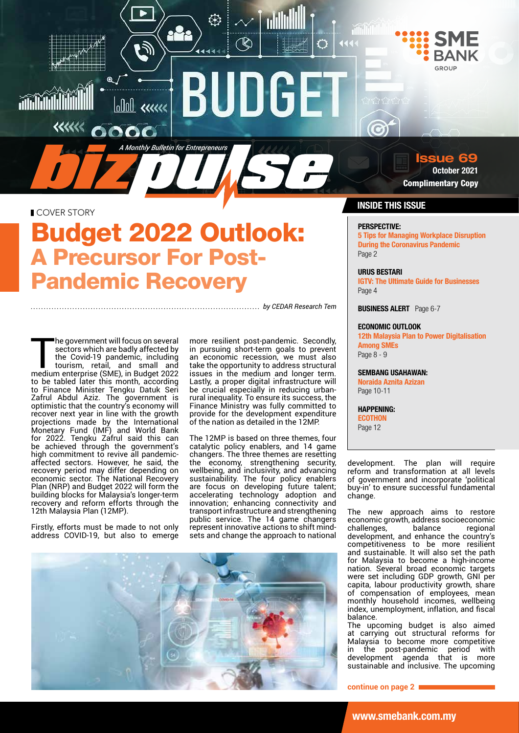# bizpulse

*A Monthly Bulletin for Entrepreneurs*

**Issue 69**
**October 2021**
**Complimentary Copy**

COVER STORY

# Budget 2022 Outlook:
## A Precursor For Post-Pandemic Recovery

*by CEDAR Research Tem*

The government will focus on several sectors which are badly affected by the Covid-19 pandemic, including tourism, retail, and small and medium enterprise (SME), in Budget 2022 to be tabled later this month, according to Finance Minister Tengku Datuk Seri Zafrul Abdul Aziz. The government is optimistic that the country's economy will recover next year in line with the growth projections made by the International Monetary Fund (IMF) and World Bank for 2022. Tengku Zafrul said this can be achieved through the government's high commitment to revive all pandemic-affected sectors. However, he said, the recovery period may differ depending on economic sector. The National Recovery Plan (NRP) and Budget 2022 will form the building blocks for Malaysia's longer-term recovery and reform efforts through the 12th Malaysia Plan (12MP).

Firstly, efforts must be made to not only address COVID-19, but also to emerge more resilient post-pandemic. Secondly, in pursuing short-term goals to prevent an economic recession, we must also take the opportunity to address structural issues in the medium and longer term. Lastly, a proper digital infrastructure will be crucial especially in reducing urban-rural inequality. To ensure its success, the Finance Ministry was fully committed to provide for the development expenditure of the nation as detailed in the 12MP.

The 12MP is based on three themes, four catalytic policy enablers, and 14 game changers. The three themes are resetting the economy, strengthening security, wellbeing, and inclusivity, and advancing sustainability. The four policy enablers are focus on developing future talent; accelerating technology adoption and innovation; enhancing connectivity and transport infrastructure and strengthening public service. The 14 game changers represent innovative actions to shift mind-sets and change the approach to national development. The plan will require reform and transformation at all levels of government and incorporate 'political buy-in' to ensure successful fundamental change.

The new approach aims to restore economic growth, address socioeconomic challenges, balance regional development, and enhance the country's competitiveness to be more resilient and sustainable. It will also set the path for Malaysia to become a high-income nation. Several broad economic targets were set including GDP growth, GNI per capita, labour productivity growth, share of compensation of employees, mean monthly household incomes, wellbeing index, unemployment, inflation, and fiscal balance.

The upcoming budget is also aimed at carrying out structural reforms for Malaysia to become more competitive in the post-pandemic period with development agenda that is more sustainable and inclusive. The upcoming

**continue on page 2**

## INSIDE THIS ISSUE

**PERSPECTIVE:**
**5 Tips for Managing Workplace Disruption During the Coronavirus Pandemic**
Page 2

**URUS BESTARI**
**IGTV: The Ultimate Guide for Businesses**
Page 4

**BUSINESS ALERT** Page 6-7

**ECONOMIC OUTLOOK**
**12th Malaysia Plan to Power Digitalisation Among SMEs**
Page 8 - 9

**SEMBANG USAHAWAN:**
**Noraida Aznita Azizan**
Page 10-11

**HAPPENING:**
**ECOTHON**
Page 12

www.smebank.com.my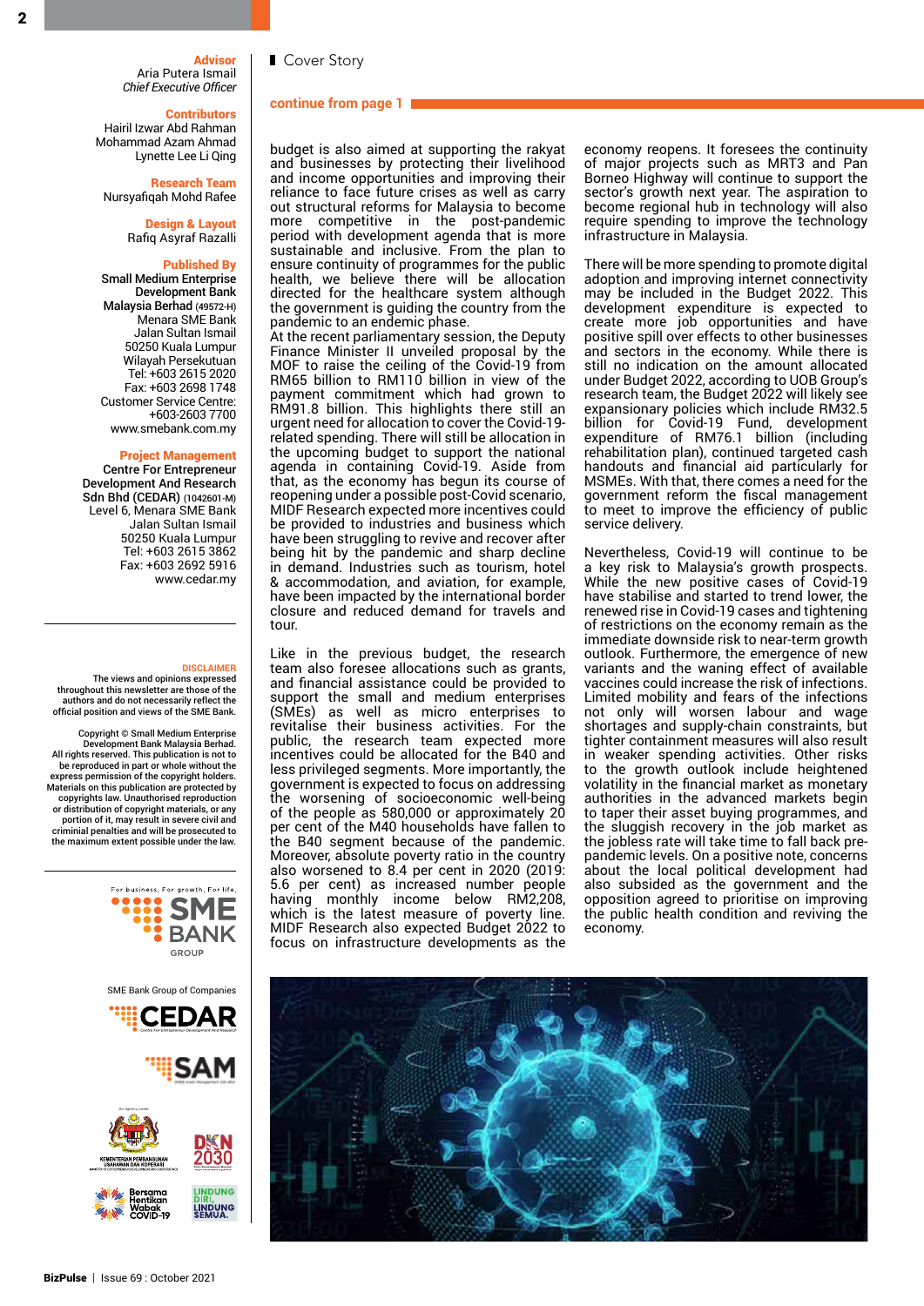**Advisor**
Aria Putera Ismail
*Chief Executive Officer*

**Contributors**
Hairil Izwar Abd Rahman
Mohammad Azam Ahmad
Lynette Lee Li Qing

**Research Team**
Nursyafiqah Mohd Rafee

**Design & Layout**
Rafiq Asyraf Razalli

**Published By**
**Small Medium Enterprise Development Bank Malaysia Berhad** (49572-H)
Menara SME Bank
Jalan Sultan Ismail
50250 Kuala Lumpur
Wilayah Persekutuan
Tel: +603 2615 2020
Fax: +603 2698 1748
Customer Service Centre: +603-2603 7700
www.smebank.com.my

**Project Management**
**Centre For Entrepreneur Development And Research Sdn Bhd (CEDAR)** (1042601-M)
Level 6, Menara SME Bank
Jalan Sultan Ismail
50250 Kuala Lumpur
Tel: +603 2615 3862
Fax: +603 2692 5916
www.cedar.my

**DISCLAIMER**
The views and opinions expressed throughout this newsletter are those of the authors and do not necessarily reflect the official position and views of the SME Bank.

Copyright © Small Medium Enterprise Development Bank Malaysia Berhad. All rights reserved. This publication is not to be reproduced in part or whole without the express permission of the copyright holders. Materials on this publication are protected by copyrights law. Unauthorised reproduction or distribution of copyright materials, or any portion of it, may result in severe civil and criminial penalties and will be prosecuted to the maximum extent possible under the law.

SME Bank Group of Companies

---

Cover Story

**continue from page 1**

budget is also aimed at supporting the rakyat and businesses by protecting their livelihood and income opportunities and improving their reliance to face future crises as well as carry out structural reforms for Malaysia to become more competitive in the post-pandemic period with development agenda that is more sustainable and inclusive. From the plan to ensure continuity of programmes for the public health, we believe there will be allocation directed for the healthcare system although the government is guiding the country from the pandemic to an endemic phase.
At the recent parliamentary session, the Deputy Finance Minister II unveiled proposal by the MOF to raise the ceiling of the Covid-19 from RM65 billion to RM110 billion in view of the payment commitment which had grown to RM91.8 billion. This highlights there still an urgent need for allocation to cover the Covid-19-related spending. There will still be allocation in the upcoming budget to support the national agenda in containing Covid-19. Aside from that, as the economy has begun its course of reopening under a possible post-Covid scenario, MIDF Research expected more incentives could be provided to industries and business which have been struggling to revive and recover after being hit by the pandemic and sharp decline in demand. Industries such as tourism, hotel & accommodation, and aviation, for example, have been impacted by the international border closure and reduced demand for travels and tour.

Like in the previous budget, the research team also foresee allocations such as grants, and financial assistance could be provided to support the small and medium enterprises (SMEs) as well as micro enterprises to revitalise their business activities. For the public, the research team expected more incentives could be allocated for the B40 and less privileged segments. More importantly, the government is expected to focus on addressing the worsening of socioeconomic well-being of the people as 580,000 or approximately 20 per cent of the M40 households have fallen to the B40 segment because of the pandemic. Moreover, absolute poverty ratio in the country also worsened to 8.4 per cent in 2020 (2019: 5.6 per cent) as increased number people having monthly income below RM2,208, which is the latest measure of poverty line. MIDF Research also expected Budget 2022 to focus on infrastructure developments as the economy reopens. It foresees the continuity of major projects such as MRT3 and Pan Borneo Highway will continue to support the sector's growth next year. The aspiration to become regional hub in technology will also require spending to improve the technology infrastructure in Malaysia.

There will be more spending to promote digital adoption and improving internet connectivity may be included in the Budget 2022. This development expenditure is expected to create more job opportunities and have positive spill over effects to other businesses and sectors in the economy. While there is still no indication on the amount allocated under Budget 2022, according to UOB Group's research team, the Budget 2022 will likely see expansionary policies which include RM32.5 billion for Covid-19 Fund, development expenditure of RM76.1 billion (including rehabilitation plan), continued targeted cash handouts and financial aid particularly for MSMEs. With that, there comes a need for the government reform the fiscal management to meet to improve the efficiency of public service delivery.

Nevertheless, Covid-19 will continue to be a key risk to Malaysia's growth prospects. While the new positive cases of Covid-19 have stabilise and started to trend lower, the renewed rise in Covid-19 cases and tightening of restrictions on the economy remain as the immediate downside risk to near-term growth outlook. Furthermore, the emergence of new variants and the waning effect of available vaccines could increase the risk of infections. Limited mobility and fears of the infections not only will worsen labour and wage shortages and supply-chain constraints, but tighter containment measures will also result in weaker spending activities. Other risks to the growth outlook include heightened volatility in the financial market as monetary authorities in the advanced markets begin to taper their asset buying programmes, and the sluggish recovery in the job market as the jobless rate will take time to fall back pre-pandemic levels. On a positive note, concerns about the local political development had also subsided as the government and the opposition agreed to prioritise on improving the public health condition and reviving the economy.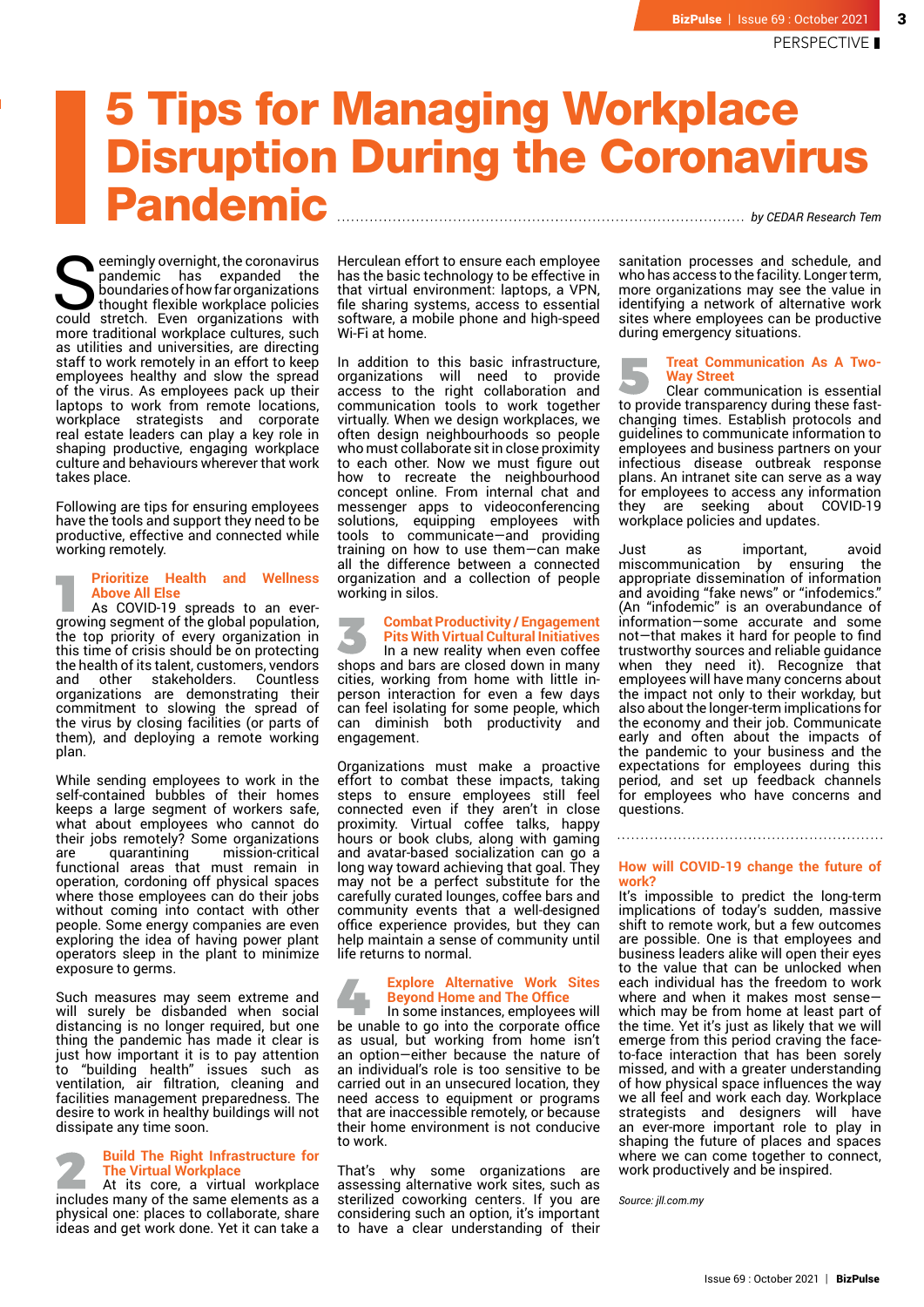# 5 Tips for Managing Workplace Disruption During the Coronavirus Pandemic

*by CEDAR Research Tem*

Seemingly overnight, the coronavirus pandemic has expanded the boundaries of how far organizations thought flexible workplace policies could stretch. Even organizations with more traditional workplace cultures, such as utilities and universities, are directing staff to work remotely in an effort to keep employees healthy and slow the spread of the virus. As employees pack up their laptops to work from remote locations, workplace strategists and corporate real estate leaders can play a key role in shaping productive, engaging workplace culture and behaviours wherever that work takes place.

Following are tips for ensuring employees have the tools and support they need to be productive, effective and connected while working remotely.

## 1 Prioritize Health and Wellness Above All Else

As COVID-19 spreads to an ever-growing segment of the global population, the top priority of every organization in this time of crisis should be on protecting the health of its talent, customers, vendors and other stakeholders. Countless organizations are demonstrating their commitment to slowing the spread of the virus by closing facilities (or parts of them), and deploying a remote working plan.

While sending employees to work in the self-contained bubbles of their homes keeps a large segment of workers safe, what about employees who cannot do their jobs remotely? Some organizations are quarantining mission-critical functional areas that must remain in operation, cordoning off physical spaces where those employees can do their jobs without coming into contact with other people. Some energy companies are even exploring the idea of having power plant operators sleep in the plant to minimize exposure to germs.

Such measures may seem extreme and will surely be disbanded when social distancing is no longer required, but one thing the pandemic has made it clear is just how important it is to pay attention to "building health" issues such as ventilation, air filtration, cleaning and facilities management preparedness. The desire to work in healthy buildings will not dissipate any time soon.

## 2 Build The Right Infrastructure for The Virtual Workplace

At its core, a virtual workplace includes many of the same elements as a physical one: places to collaborate, share ideas and get work done. Yet it can take a Herculean effort to ensure each employee has the basic technology to be effective in that virtual environment: laptops, a VPN, file sharing systems, access to essential software, a mobile phone and high-speed Wi-Fi at home.

In addition to this basic infrastructure, organizations will need to provide access to the right collaboration and communication tools to work together virtually. When we design workplaces, we often design neighbourhoods so people who must collaborate sit in close proximity to each other. Now we must figure out how to recreate the neighbourhood concept online. From internal chat and messenger apps to videoconferencing solutions, equipping employees with tools to communicate—and providing training on how to use them—can make all the difference between a connected organization and a collection of people working in silos.

## 3 Combat Productivity / Engagement Pits With Virtual Cultural Initiatives

In a new reality when even coffee shops and bars are closed down in many cities, working from home with little in-person interaction for even a few days can feel isolating for some people, which can diminish both productivity and engagement.

Organizations must make a proactive effort to combat these impacts, taking steps to ensure employees still feel connected even if they aren't in close proximity. Virtual coffee talks, happy hours or book clubs, along with gaming and avatar-based socialization can go a long way toward achieving that goal. They may not be a perfect substitute for the carefully curated lounges, coffee bars and community events that a well-designed office experience provides, but they can help maintain a sense of community until life returns to normal.

## 4 Explore Alternative Work Sites Beyond Home and The Office

In some instances, employees will be unable to go into the corporate office as usual, but working from home isn't an option—either because the nature of an individual's role is too sensitive to be carried out in an unsecured location, they need access to equipment or programs that are inaccessible remotely, or because their home environment is not conducive to work.

That's why some organizations are assessing alternative work sites, such as sterilized coworking centers. If you are considering such an option, it's important to have a clear understanding of their sanitation processes and schedule, and who has access to the facility. Longer term, more organizations may see the value in identifying a network of alternative work sites where employees can be productive during emergency situations.

## 5 Treat Communication As A Two-Way Street

Clear communication is essential to provide transparency during these fast-changing times. Establish protocols and guidelines to communicate information to employees and business partners on your infectious disease outbreak response plans. An intranet site can serve as a way for employees to access any information they are seeking about COVID-19 workplace policies and updates.

Just as important, avoid miscommunication by ensuring the appropriate dissemination of information and avoiding "fake news" or "infodemics." (An "infodemic" is an overabundance of information—some accurate and some not—that makes it hard for people to find trustworthy sources and reliable guidance when they need it). Recognize that employees will have many concerns about the impact not only to their workday, but also about the longer-term implications for the economy and their job. Communicate early and often about the impacts of the pandemic to your business and the expectations for employees during this period, and set up feedback channels for employees who have concerns and questions.

## How will COVID-19 change the future of work?

It's impossible to predict the long-term implications of today's sudden, massive shift to remote work, but a few outcomes are possible. One is that employees and business leaders alike will open their eyes to the value that can be unlocked when each individual has the freedom to work where and when it makes most sense—which may be from home at least part of the time. Yet it's just as likely that we will emerge from this period craving the face-to-face interaction that has been sorely missed, and with a greater understanding of how physical space influences the way we all feel and work each day. Workplace strategists and designers will have an ever-more important role to play in shaping the future of places and spaces where we can come together to connect, work productively and be inspired.

*Source: jll.com.my*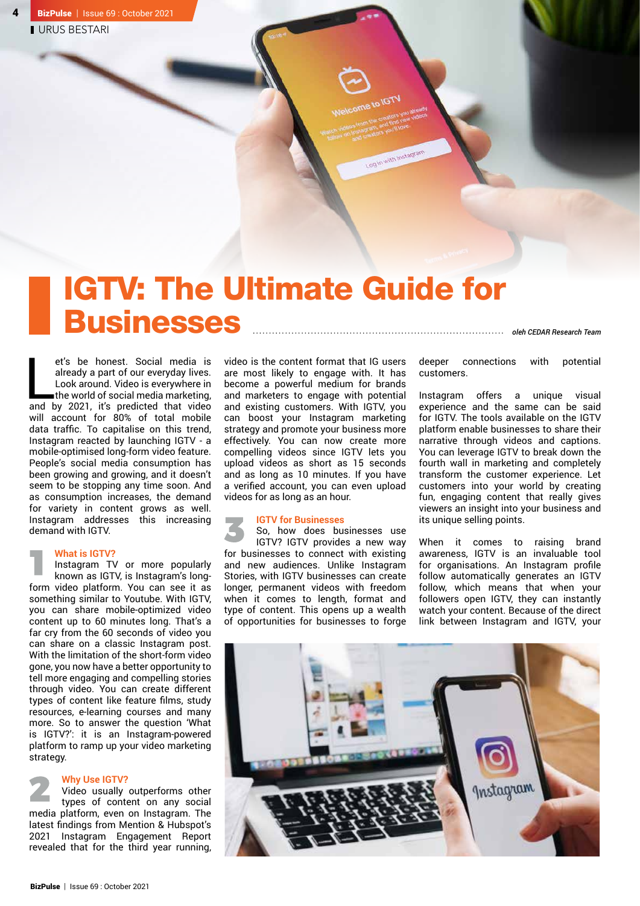URUS BESTARI

# IGTV: The Ultimate Guide for Businesses

*oleh CEDAR Research Team*

Let's be honest. Social media is already a part of our everyday lives. Look around. Video is everywhere in the world of social media marketing, and by 2021, it's predicted that video will account for 80% of total mobile data traffic. To capitalise on this trend, Instagram reacted by launching IGTV - a mobile-optimised long-form video feature. People's social media consumption has been growing and growing, and it doesn't seem to be stopping any time soon. And as consumption increases, the demand for variety in content grows as well. Instagram addresses this increasing demand with IGTV.

## 1 What is IGTV?

Instagram TV or more popularly known as IGTV, is Instagram's long-form video platform. You can see it as something similar to Youtube. With IGTV, you can share mobile-optimized video content up to 60 minutes long. That's a far cry from the 60 seconds of video you can share on a classic Instagram post. With the limitation of the short-form video gone, you now have a better opportunity to tell more engaging and compelling stories through video. You can create different types of content like feature films, study resources, e-learning courses and many more. So to answer the question 'What is IGTV?': it is an Instagram-powered platform to ramp up your video marketing strategy.

## 2 Why Use IGTV?

Video usually outperforms other types of content on any social media platform, even on Instagram. The latest findings from Mention & Hubspot's 2021 Instagram Engagement Report revealed that for the third year running, video is the content format that IG users are most likely to engage with. It has become a powerful medium for brands and marketers to engage with potential and existing customers. With IGTV, you can boost your Instagram marketing strategy and promote your business more effectively. You can now create more compelling videos since IGTV lets you upload videos as short as 15 seconds and as long as 10 minutes. If you have a verified account, you can even upload videos for as long as an hour.

## 3 IGTV for Businesses

So, how does businesses use IGTV? IGTV provides a new way for businesses to connect with existing and new audiences. Unlike Instagram Stories, with IGTV businesses can create longer, permanent videos with freedom when it comes to length, format and type of content. This opens up a wealth of opportunities for businesses to forge deeper connections with potential customers.

Instagram offers a unique visual experience and the same can be said for IGTV. The tools available on the IGTV platform enable businesses to share their narrative through videos and captions. You can leverage IGTV to break down the fourth wall in marketing and completely transform the customer experience. Let customers into your world by creating fun, engaging content that really gives viewers an insight into your business and its unique selling points.

When it comes to raising brand awareness, IGTV is an invaluable tool for organisations. An Instagram profile follow automatically generates an IGTV follow, which means that when your followers open IGTV, they can instantly watch your content. Because of the direct link between Instagram and IGTV, your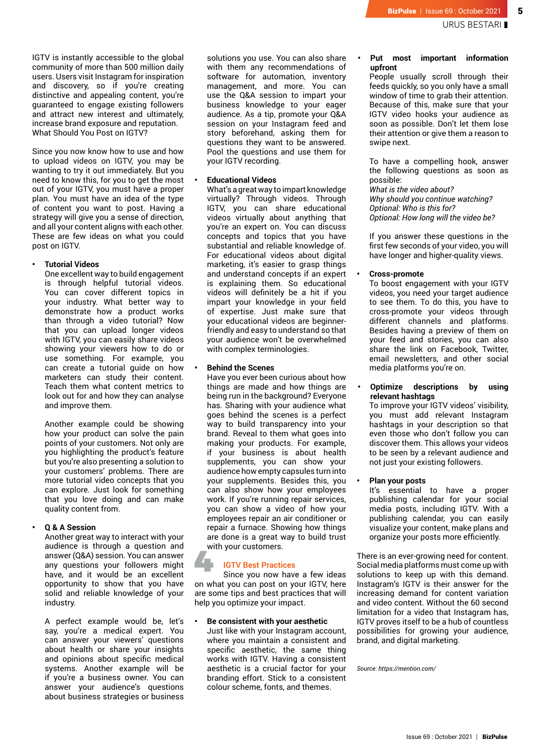IGTV is instantly accessible to the global community of more than 500 million daily users. Users visit Instagram for inspiration and discovery, so if you're creating distinctive and appealing content, you're guaranteed to engage existing followers and attract new interest and ultimately, increase brand exposure and reputation. What Should You Post on IGTV?

Since you now know how to use and how to upload videos on IGTV, you may be wanting to try it out immediately. But you need to know this, for you to get the most out of your IGTV, you must have a proper plan. You must have an idea of the type of content you want to post. Having a strategy will give you a sense of direction, and all your content aligns with each other. These are few ideas on what you could post on IGTV.

- **Tutorial Videos**
  One excellent way to build engagement is through helpful tutorial videos. You can cover different topics in your industry. What better way to demonstrate how a product works than through a video tutorial? Now that you can upload longer videos with IGTV, you can easily share videos showing your viewers how to do or use something. For example, you can create a tutorial guide on how marketers can study their content. Teach them what content metrics to look out for and how they can analyse and improve them.

  Another example could be showing how your product can solve the pain points of your customers. Not only are you highlighting the product's feature but you're also presenting a solution to your customers' problems. There are more tutorial video concepts that you can explore. Just look for something that you love doing and can make quality content from.

- **Q & A Session**
  Another great way to interact with your audience is through a question and answer (Q&A) session. You can answer any questions your followers might have, and it would be an excellent opportunity to show that you have solid and reliable knowledge of your industry.

  A perfect example would be, let's say, you're a medical expert. You can answer your viewers' questions about health or share your insights and opinions about specific medical systems. Another example will be if you're a business expert. You can answer your audience's questions about business strategies or business solutions you use. You can also share with them any recommendations of software for automation, inventory management, and more. You can use the Q&A session to impart your business knowledge to your eager audience. As a tip, promote your Q&A session on your Instagram feed and story beforehand, asking them for questions they want to be answered. Pool the questions and use them for your IGTV recording.

- **Educational Videos**
  What's a great way to impart knowledge virtually? Through videos. Through IGTV, you can share educational videos virtually about anything that you're an expert on. You can discuss concepts and topics that you have substantial and reliable knowledge of. For educational videos about digital marketing, it's easier to grasp things and understand concepts if an expert is explaining them. So educational videos will definitely be a hit if you impart your knowledge in your field of expertise. Just make sure that your educational videos are beginner-friendly and easy to understand so that your audience won't be overwhelmed with complex terminologies.

- **Behind the Scenes**
  Have you ever been curious about how things are made and how things are being run in the background? Everyone has. Sharing with your audience what goes behind the scenes is a perfect way to build transparency into your brand. Reveal to them what goes into making your products. For example, if your business is about health supplements, you can show your audience how empty capsules turn into your supplements. Besides this, you can also show how your employees work. If you're running repair services, you can show a video of how your employees repair an air conditioner or repair a furnace. Showing how things are done is a great way to build trust with your customers.

## 4 IGTV Best Practices

Since you now have a few ideas on what you can post on your IGTV, here are some tips and best practices that will help you optimize your impact.

- **Be consistent with your aesthetic**
  Just like with your Instagram account, where you maintain a consistent and specific aesthetic, the same thing works with IGTV. Having a consistent aesthetic is a crucial factor for your branding effort. Stick to a consistent colour scheme, fonts, and themes.

- **Put most important information upfront**
  People usually scroll through their feeds quickly, so you only have a small window of time to grab their attention. Because of this, make sure that your IGTV video hooks your audience as soon as possible. Don't let them lose their attention or give them a reason to swipe next.

  To have a compelling hook, answer the following questions as soon as possible:
  *What is the video about?*
  *Why should you continue watching?*
  *Optional: Who is this for?*
  *Optional: How long will the video be?*

  If you answer these questions in the first few seconds of your video, you will have longer and higher-quality views.

- **Cross-promote**
  To boost engagement with your IGTV videos, you need your target audience to see them. To do this, you have to cross-promote your videos through different channels and platforms. Besides having a preview of them on your feed and stories, you can also share the link on Facebook, Twitter, email newsletters, and other social media platforms you're on.

- **Optimize descriptions by using relevant hashtags**
  To improve your IGTV videos' visibility, you must add relevant Instagram hashtags in your description so that even those who don't follow you can discover them. This allows your videos to be seen by a relevant audience and not just your existing followers.

- **Plan your posts**
  It's essential to have a proper publishing calendar for your social media posts, including IGTV. With a publishing calendar, you can easily visualize your content, make plans and organize your posts more efficiently.

There is an ever-growing need for content. Social media platforms must come up with solutions to keep up with this demand. Instagram's IGTV is their answer for the increasing demand for content variation and video content. Without the 60 second limitation for a video that Instagram has, IGTV proves itself to be a hub of countless possibilities for growing your audience, brand, and digital marketing.

*Source: https://mention.com/*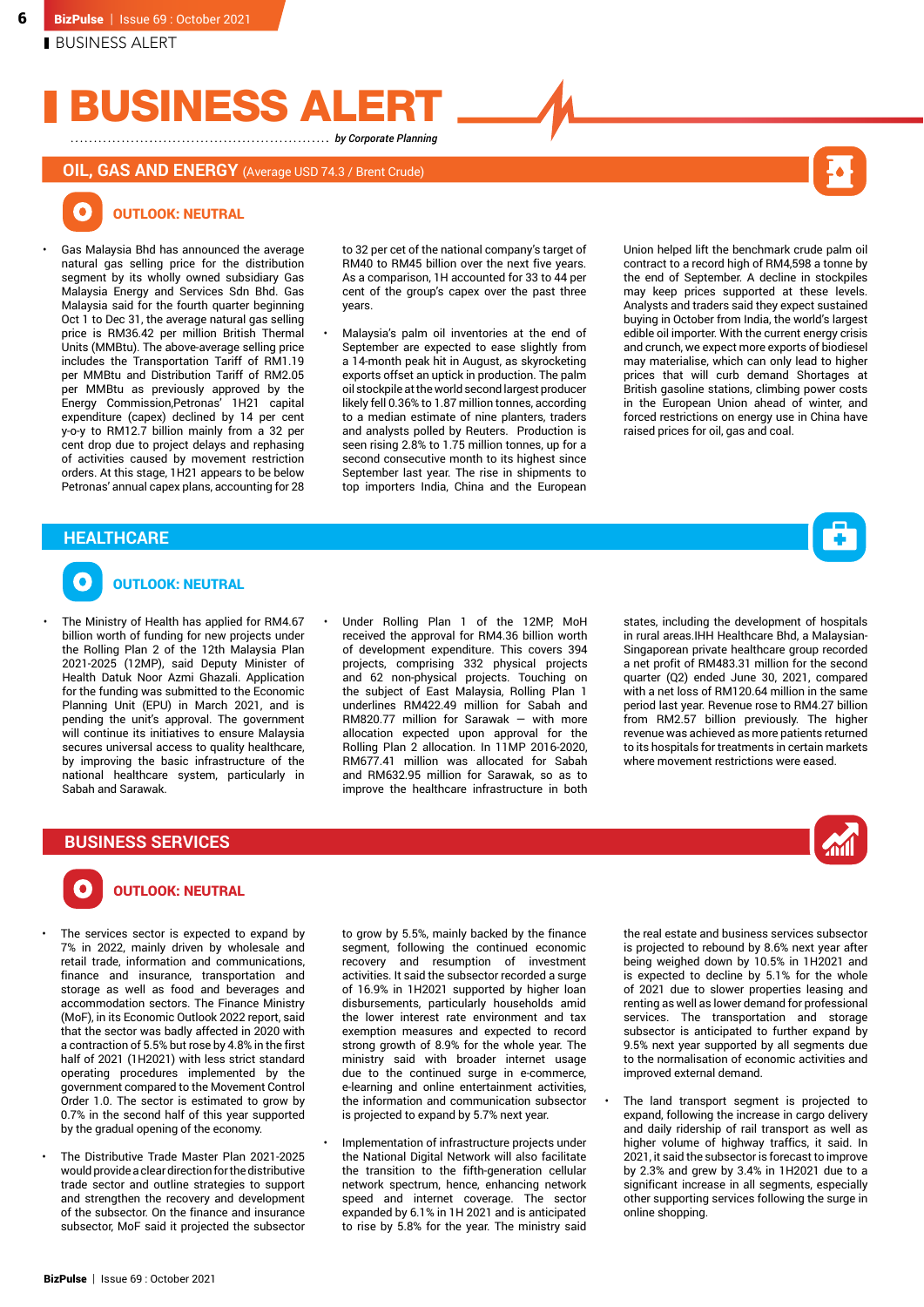# BUSINESS ALERT

*by Corporate Planning*

## OIL, GAS AND ENERGY (Average USD 74.3 / Brent Crude)

### OUTLOOK: NEUTRAL

- Gas Malaysia Bhd has announced the average natural gas selling price for the distribution segment by its wholly owned subsidiary Gas Malaysia Energy and Services Sdn Bhd. Gas Malaysia said for the fourth quarter beginning Oct 1 to Dec 31, the average natural gas selling price is RM36.42 per million British Thermal Units (MMBtu). The above-average selling price includes the Transportation Tariff of RM1.19 per MMBtu and Distribution Tariff of RM2.05 per MMBtu as previously approved by the Energy Commission,Petronas' 1H21 capital expenditure (capex) declined by 14 per cent y-o-y to RM12.7 billion mainly from a 32 per cent drop due to project delays and rephasing of activities caused by movement restriction orders. At this stage, 1H21 appears to be below Petronas' annual capex plans, accounting for 28 to 32 per cet of the national company's target of RM40 to RM45 billion over the next five years. As a comparison, 1H accounted for 33 to 44 per cent of the group's capex over the past three years.
- Malaysia's palm oil inventories at the end of September are expected to ease slightly from a 14-month peak hit in August, as skyrocketing exports offset an uptick in production. The palm oil stockpile at the world second largest producer likely fell 0.36% to 1.87 million tonnes, according to a median estimate of nine planters, traders and analysts polled by Reuters. Production is seen rising 2.8% to 1.75 million tonnes, up for a second consecutive month to its highest since September last year. The rise in shipments to top importers India, China and the European Union helped lift the benchmark crude palm oil contract to a record high of RM4,598 a tonne by the end of September. A decline in stockpiles may keep prices supported at these levels. Analysts and traders said they expect sustained buying in October from India, the world's largest edible oil importer. With the current energy crisis and crunch, we expect more exports of biodiesel may materialise, which can only lead to higher prices that will curb demand Shortages at British gasoline stations, climbing power costs in the European Union ahead of winter, and forced restrictions on energy use in China have raised prices for oil, gas and coal.

## HEALTHCARE

### OUTLOOK: NEUTRAL

- The Ministry of Health has applied for RM4.67 billion worth of funding for new projects under the Rolling Plan 2 of the 12th Malaysia Plan 2021-2025 (12MP), said Deputy Minister of Health Datuk Noor Azmi Ghazali. Application for the funding was submitted to the Economic Planning Unit (EPU) in March 2021, and is pending the unit's approval. The government will continue its initiatives to ensure Malaysia secures universal access to quality healthcare, by improving the basic infrastructure of the national healthcare system, particularly in Sabah and Sarawak.
- Under Rolling Plan 1 of the 12MP, MoH received the approval for RM4.36 billion worth of development expenditure. This covers 394 projects, comprising 332 physical projects and 62 non-physical projects. Touching on the subject of East Malaysia, Rolling Plan 1 underlines RM422.49 million for Sabah and RM820.77 million for Sarawak — with more allocation expected upon approval for the Rolling Plan 2 allocation. In 11MP 2016-2020, RM677.41 million was allocated for Sabah and RM632.95 million for Sarawak, so as to improve the healthcare infrastructure in both states, including the development of hospitals in rural areas.IHH Healthcare Bhd, a Malaysian-Singaporean private healthcare group recorded a net profit of RM483.31 million for the second quarter (Q2) ended June 30, 2021, compared with a net loss of RM120.64 million in the same period last year. Revenue rose to RM4.27 billion from RM2.57 billion previously. The higher revenue was achieved as more patients returned to its hospitals for treatments in certain markets where movement restrictions were eased.

## BUSINESS SERVICES

### OUTLOOK: NEUTRAL

- The services sector is expected to expand by 7% in 2022, mainly driven by wholesale and retail trade, information and communications, finance and insurance, transportation and storage as well as food and beverages and accommodation sectors. The Finance Ministry (MoF), in its Economic Outlook 2022 report, said that the sector was badly affected in 2020 with a contraction of 5.5% but rose by 4.8% in the first half of 2021 (1H2021) with less strict standard operating procedures implemented by the government compared to the Movement Control Order 1.0. The sector is estimated to grow by 0.7% in the second half of this year supported by the gradual opening of the economy.
- The Distributive Trade Master Plan 2021-2025 would provide a clear direction for the distributive trade sector and outline strategies to support and strengthen the recovery and development of the subsector. On the finance and insurance subsector, MoF said it projected the subsector to grow by 5.5%, mainly backed by the finance segment, following the continued economic recovery and resumption of investment activities. It said the subsector recorded a surge of 16.9% in 1H2021 supported by higher loan disbursements, particularly households amid the lower interest rate environment and tax exemption measures and expected to record strong growth of 8.9% for the whole year. The ministry said with broader internet usage due to the continued surge in e-commerce, e-learning and online entertainment activities, the information and communication subsector is projected to expand by 5.7% next year.
- Implementation of infrastructure projects under the National Digital Network will also facilitate the transition to the fifth-generation cellular network spectrum, hence, enhancing network speed and internet coverage. The sector expanded by 6.1% in 1H 2021 and is anticipated to rise by 5.8% for the year. The ministry said the real estate and business services subsector is projected to rebound by 8.6% next year after being weighed down by 10.5% in 1H2021 and is expected to decline by 5.1% for the whole of 2021 due to slower properties leasing and renting as well as lower demand for professional services. The transportation and storage subsector is anticipated to further expand by 9.5% next year supported by all segments due to the normalisation of economic activities and improved external demand.
- The land transport segment is projected to expand, following the increase in cargo delivery and daily ridership of rail transport as well as higher volume of highway traffics, it said. In 2021, it said the subsector is forecast to improve by 2.3% and grew by 3.4% in 1H2021 due to a significant increase in all segments, especially other supporting services following the surge in online shopping.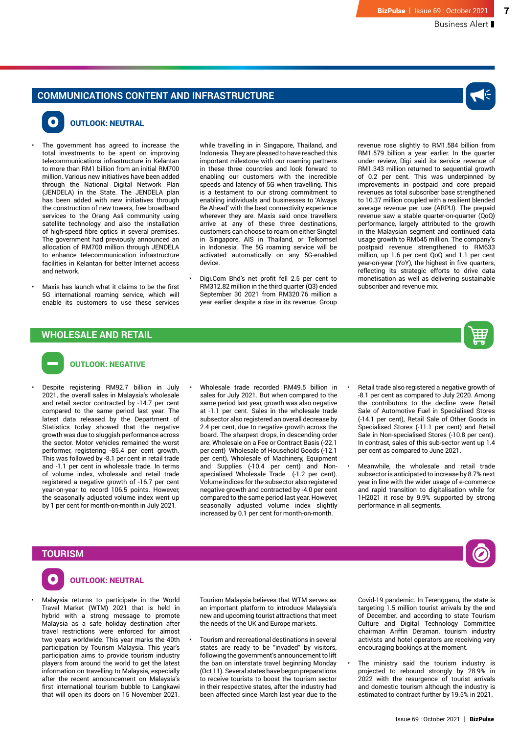## COMMUNICATIONS CONTENT AND INFRASTRUCTURE

### OUTLOOK: NEUTRAL

- The government has agreed to increase the total investments to be spent on improving telecommunications infrastructure in Kelantan to more than RM1 billion from an initial RM700 million. Various new initiatives have been added through the National Digital Network Plan (JENDELA) in the State. The JENDELA plan has been added with new initiatives through the construction of new towers, free broadband services to the Orang Asli community using satellite technology and also the installation of high-speed fibre optics in several premises. The government had previously announced an allocation of RM700 million through JENDELA to enhance telecommunication infrastructure facilities in Kelantan for better Internet access and network.

- Maxis has launch what it claims to be the first 5G international roaming service, which will enable its customers to use these services while travelling in in Singapore, Thailand, and Indonesia. They are pleased to have reached this important milestone with our roaming partners in these three countries and look forward to enabling our customers with the incredible speeds and latency of 5G when travelling. This is a testament to our strong commitment to enabling individuals and businesses to 'Always Be Ahead' with the best connectivity experience wherever they are. Maxis said once travellers arrive at any of these three destinations, customers can choose to roam on either Singtel in Singapore, AIS in Thailand, or Telkomsel in Indonesia. The 5G roaming service will be activated automatically on any 5G-enabled device.

- Digi.Com Bhd's net profit fell 2.5 per cent to RM312.82 million in the third quarter (Q3) ended September 30 2021 from RM320.76 million a year earlier despite a rise in its revenue. Group revenue rose slightly to RM1.584 billion from RM1.579 billion a year earlier. In the quarter under review, Digi said its service revenue of RM1.343 million returned to sequential growth of 0.2 per cent. This was underpinned by improvements in postpaid and core prepaid revenues as total subscriber base strengthened to 10.37 million coupled with a resilient blended average revenue per use (ARPU). The prepaid revenue saw a stable quarter-on-quarter (QoQ) performance, largely attributed to the growth in the Malaysian segment and continued data usage growth to RM645 million. The company's postpaid revenue strengthened to RM633 million, up 1.6 per cent QoQ and 1.1 per cent year-on-year (YoY), the highest in five quarters, reflecting its strategic efforts to drive data monetisation as well as delivering sustainable subscriber and revenue mix.

## WHOLESALE AND RETAIL

### OUTLOOK: NEGATIVE

- Despite registering RM92.7 billion in July 2021, the overall sales in Malaysia's wholesale and retail sector contracted by -14.7 per cent compared to the same period last year. The latest data released by the Department of Statistics today showed that the negative growth was due to sluggish performance across the sector. Motor vehicles remained the worst performer, registering -85.4 per cent growth. This was followed by -8.1 per cent in retail trade and -1.1 per cent in wholesale trade. In terms of volume index, wholesale and retail trade registered a negative growth of -16.7 per cent year-on-year to record 106.5 points. However, the seasonally adjusted volume index went up by 1 per cent for month-on-month in July 2021.

- Wholesale trade recorded RM49.5 billion in sales for July 2021. But when compared to the same period last year, growth was also negative at -1.1 per cent. Sales in the wholesale trade subsector also registered an overall decrease by 2.4 per cent, due to negative growth across the board. The sharpest drops, in descending order are: Wholesale on a Fee or Contract Basis (-22.1 per cent) Wholesale of Household Goods (-12.1 per cent), Wholesale of Machinery, Equipment and Supplies (-10.4 per cent) and Non-specialised Wholesale Trade (-1.2 per cent). Volume indices for the subsector also registered negative growth and contracted by -4.0 per cent compared to the same period last year. However, seasonally adjusted volume index slightly increased by 0.1 per cent for month-on-month.

- Retail trade also registered a negative growth of -8.1 per cent as compared to July 2020. Among the contributors to the decline were Retail Sale of Automotive Fuel in Specialised Stores (-14.1 per cent), Retail Sale of Other Goods in Specialised Stores (-11.1 per cent) and Retail Sale in Non-specialised Stores (-10.8 per cent). In contrast, sales of this sub-sector went up 1.4 per cent as compared to June 2021.

- Meanwhile, the wholesale and retail trade subsector is anticipated to increase by 8.7% next year in line with the wider usage of e-commerce and rapid transition to digitalisation while for 1H2021 it rose by 9.9% supported by strong performance in all segments.

## TOURISM

### OUTLOOK: NEUTRAL

- Malaysia returns to participate in the World Travel Market (WTM) 2021 that is held in hybrid with a strong message to promote Malaysia as a safe holiday destination after travel restrictions were enforced for almost two years worldwide. This year marks the 40th participation by Tourism Malaysia. This year's participation aims to provide tourism industry players from around the world to get the latest information on travelling to Malaysia, especially after the recent announcement on Malaysia's first international tourism bubble to Langkawi that will open its doors on 15 November 2021. Tourism Malaysia believes that WTM serves as an important platform to introduce Malaysia's new and upcoming tourist attractions that meet the needs of the UK and Europe markets.

- Tourism and recreational destinations in several states are ready to be "invaded" by visitors, following the government's announcement to lift the ban on interstate travel beginning Monday (Oct 11). Several states have begun preparations to receive tourists to boost the tourism sector in their respective states, after the industry had been affected since March last year due to the Covid-19 pandemic. In Terengganu, the state is targeting 1.5 million tourist arrivals by the end of December, and according to state Tourism Culture and Digital Technology Committee chairman Ariffin Deraman, tourism industry activists and hotel operators are receiving very encouraging bookings at the moment.

- The ministry said the tourism industry is projected to rebound strongly by 28.9% in 2022 with the resurgence of tourist arrivals and domestic tourism although the industry is estimated to contract further by 19.5% in 2021.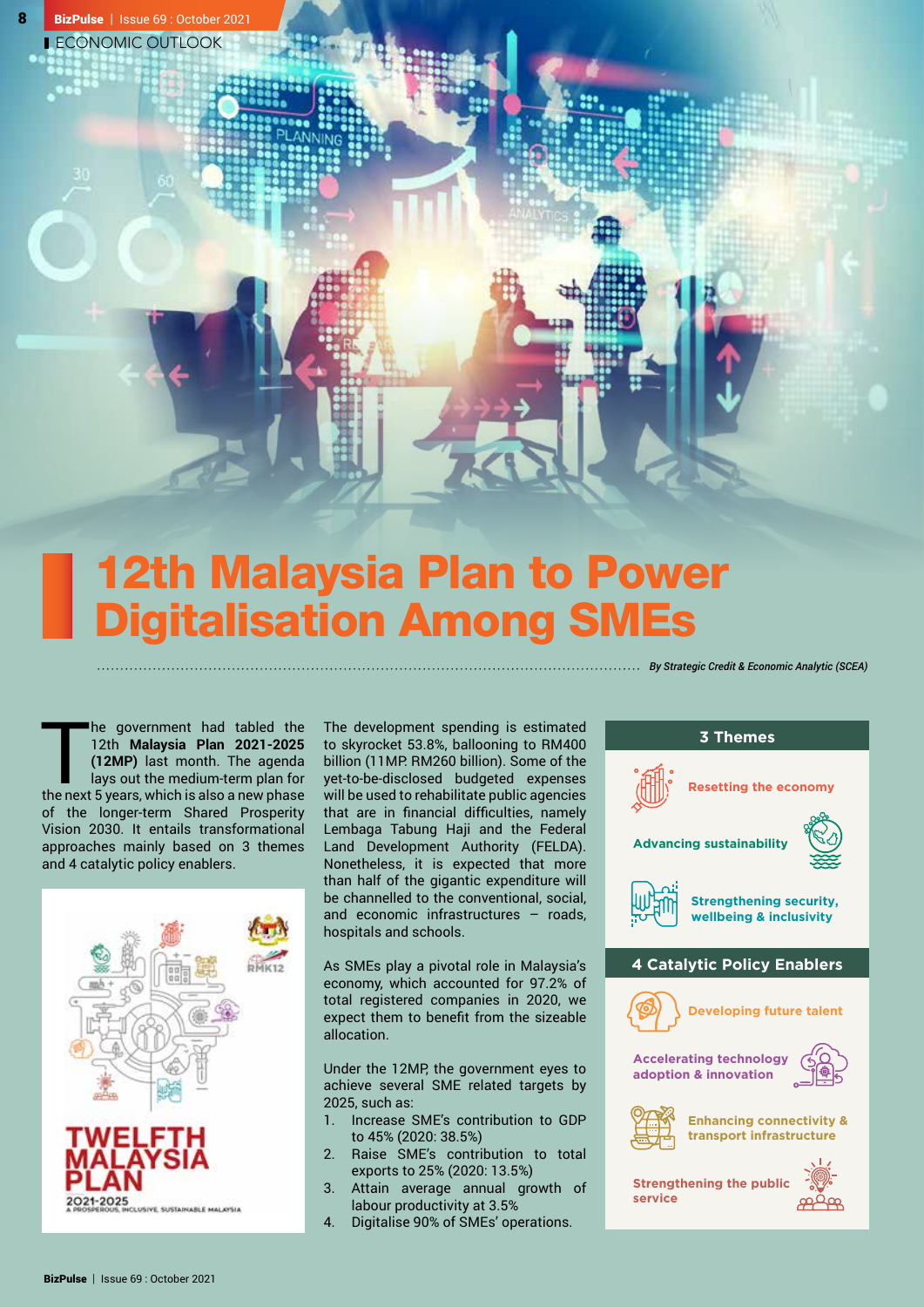ECONOMIC OUTLOOK

# 12th Malaysia Plan to Power Digitalisation Among SMEs

*By Strategic Credit & Economic Analytic (SCEA)*

The government had tabled the 12th **Malaysia Plan 2021-2025 (12MP)** last month. The agenda lays out the medium-term plan for the next 5 years, which is also a new phase of the longer-term Shared Prosperity Vision 2030. It entails transformational approaches mainly based on 3 themes and 4 catalytic policy enablers.

TWELFTH MALAYSIA PLAN 2021-2025 A PROSPEROUS, INCLUSIVE, SUSTAINABLE MALAYSIA

The development spending is estimated to skyrocket 53.8%, ballooning to RM400 billion (11MP: RM260 billion). Some of the yet-to-be-disclosed budgeted expenses will be used to rehabilitate public agencies that are in financial difficulties, namely Lembaga Tabung Haji and the Federal Land Development Authority (FELDA). Nonetheless, it is expected that more than half of the gigantic expenditure will be channelled to the conventional, social, and economic infrastructures – roads, hospitals and schools.

As SMEs play a pivotal role in Malaysia's economy, which accounted for 97.2% of total registered companies in 2020, we expect them to benefit from the sizeable allocation.

Under the 12MP, the government eyes to achieve several SME related targets by 2025, such as:

1. Increase SME's contribution to GDP to 45% (2020: 38.5%)
2. Raise SME's contribution to total exports to 25% (2020: 13.5%)
3. Attain average annual growth of labour productivity at 3.5%
4. Digitalise 90% of SMEs' operations.

### 3 Themes

- Resetting the economy
- Advancing sustainability
- Strengthening security, wellbeing & inclusivity

### 4 Catalytic Policy Enablers

- Developing future talent
- Accelerating technology adoption & innovation
- Enhancing connectivity & transport infrastructure
- Strengthening the public service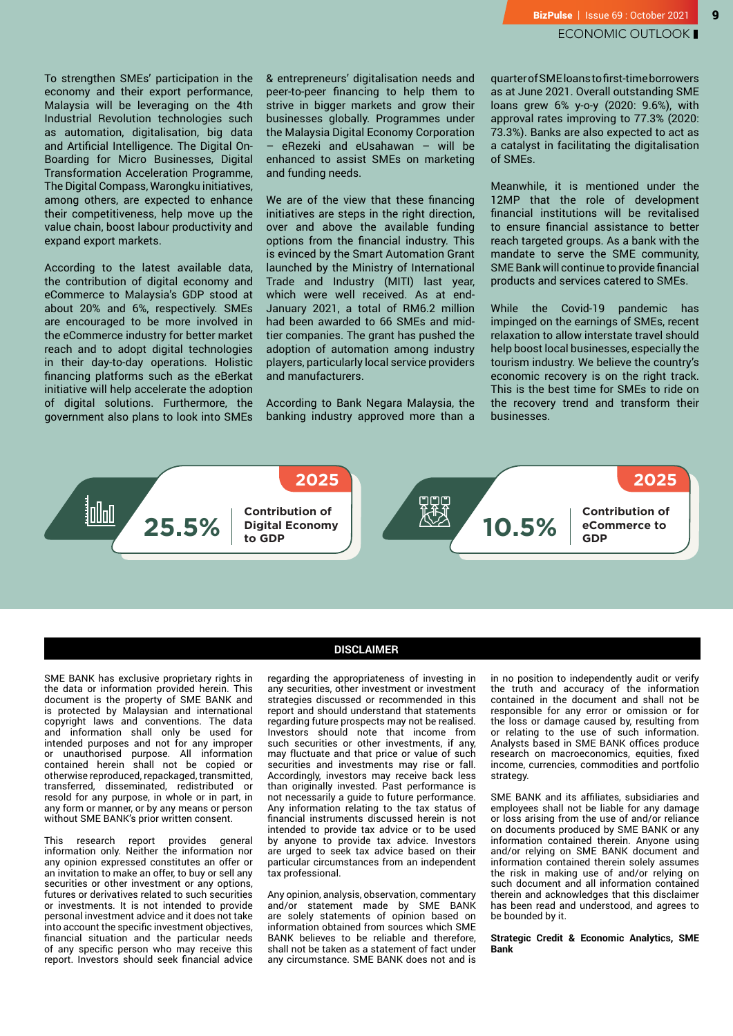To strengthen SMEs' participation in the economy and their export performance, Malaysia will be leveraging on the 4th Industrial Revolution technologies such as automation, digitalisation, big data and Artificial Intelligence. The Digital On-Boarding for Micro Businesses, Digital Transformation Acceleration Programme, The Digital Compass, Warongku initiatives, among others, are expected to enhance their competitiveness, help move up the value chain, boost labour productivity and expand export markets.

According to the latest available data, the contribution of digital economy and eCommerce to Malaysia's GDP stood at about 20% and 6%, respectively. SMEs are encouraged to be more involved in the eCommerce industry for better market reach and to adopt digital technologies in their day-to-day operations. Holistic financing platforms such as the eBerkat initiative will help accelerate the adoption of digital solutions. Furthermore, the government also plans to look into SMEs & entrepreneurs' digitalisation needs and peer-to-peer financing to help them to strive in bigger markets and grow their businesses globally. Programmes under the Malaysia Digital Economy Corporation – eRezeki and eUsahawan – will be enhanced to assist SMEs on marketing and funding needs.

We are of the view that these financing initiatives are steps in the right direction, over and above the available funding options from the financial industry. This is evinced by the Smart Automation Grant launched by the Ministry of International Trade and Industry (MITI) last year, which were well received. As at end-January 2021, a total of RM6.2 million had been awarded to 66 SMEs and mid-tier companies. The grant has pushed the adoption of automation among industry players, particularly local service providers and manufacturers.

According to Bank Negara Malaysia, the banking industry approved more than a quarter of SME loans to first-time borrowers as at June 2021. Overall outstanding SME loans grew 6% y-o-y (2020: 9.6%), with approval rates improving to 77.3% (2020: 73.3%). Banks are also expected to act as a catalyst in facilitating the digitalisation of SMEs.

Meanwhile, it is mentioned under the 12MP that the role of development financial institutions will be revitalised to ensure financial assistance to better reach targeted groups. As a bank with the mandate to serve the SME community, SME Bank will continue to provide financial products and services catered to SMEs.

While the Covid-19 pandemic has impinged on the earnings of SMEs, recent relaxation to allow interstate travel should help boost local businesses, especially the tourism industry. We believe the country's economic recovery is on the right track. This is the best time for SMEs to ride on the recovery trend and transform their businesses.

**2025**

**25.5%** **Contribution of Digital Economy to GDP**

**2025**

**10.5%** **Contribution of eCommerce to GDP**

## DISCLAIMER

SME BANK has exclusive proprietary rights in the data or information provided herein. This document is the property of SME BANK and is protected by Malaysian and international copyright laws and conventions. The data and information shall only be used for intended purposes and not for any improper or unauthorised purpose. All information contained herein shall not be copied or otherwise reproduced, repackaged, transmitted, transferred, disseminated, redistributed or resold for any purpose, in whole or in part, in any form or manner, or by any means or person without SME BANK's prior written consent.

This research report provides general information only. Neither the information nor any opinion expressed constitutes an offer or an invitation to make an offer, to buy or sell any securities or other investment or any options, futures or derivatives related to such securities or investments. It is not intended to provide personal investment advice and it does not take into account the specific investment objectives, financial situation and the particular needs of any specific person who may receive this report. Investors should seek financial advice regarding the appropriateness of investing in any securities, other investment or investment strategies discussed or recommended in this report and should understand that statements regarding future prospects may not be realised. Investors should note that income from such securities or other investments, if any, may fluctuate and that price or value of such securities and investments may rise or fall. Accordingly, investors may receive back less than originally invested. Past performance is not necessarily a guide to future performance. Any information relating to the tax status of financial instruments discussed herein is not intended to provide tax advice or to be used by anyone to provide tax advice. Investors are urged to seek tax advice based on their particular circumstances from an independent tax professional.

Any opinion, analysis, observation, commentary and/or statement made by SME BANK are solely statements of opinion based on information obtained from sources which SME BANK believes to be reliable and therefore, shall not be taken as a statement of fact under any circumstance. SME BANK does not and is in no position to independently audit or verify the truth and accuracy of the information contained in the document and shall not be responsible for any error or omission or for the loss or damage caused by, resulting from or relating to the use of such information. Analysts based in SME BANK offices produce research on macroeconomics, equities, fixed income, currencies, commodities and portfolio strategy.

SME BANK and its affiliates, subsidiaries and employees shall not be liable for any damage or loss arising from the use of and/or reliance on documents produced by SME BANK or any information contained therein. Anyone using and/or relying on SME BANK document and information contained therein solely assumes the risk in making use of and/or relying on such document and all information contained therein and acknowledges that this disclaimer has been read and understood, and agrees to be bounded by it.

**Strategic Credit & Economic Analytics, SME Bank**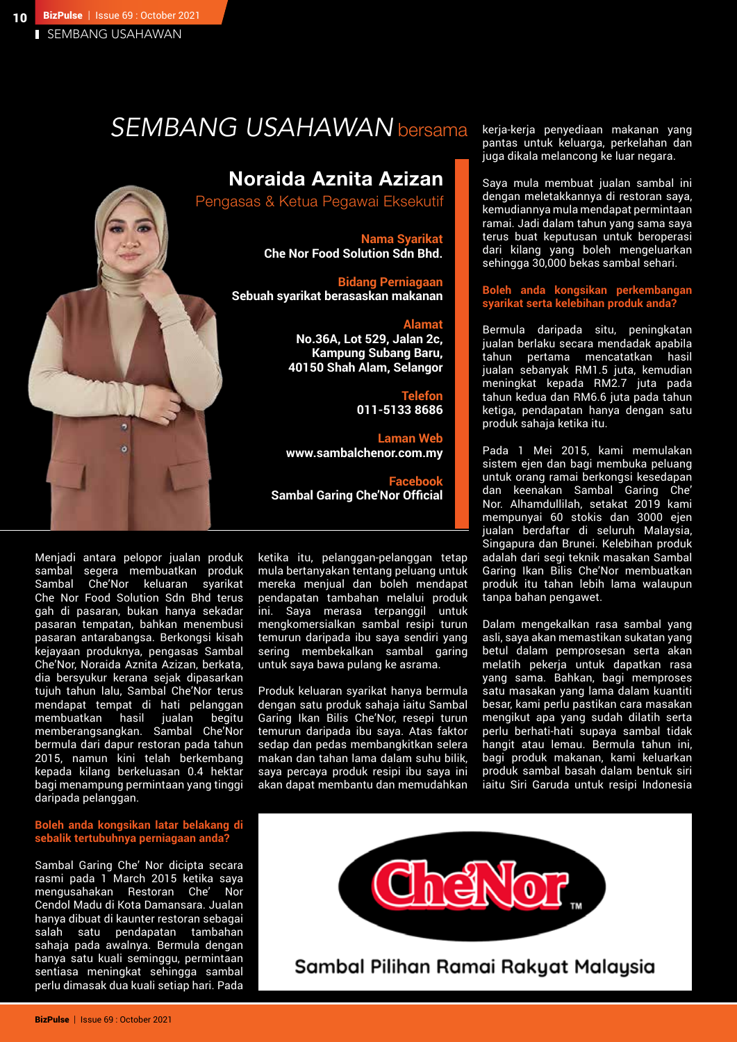# *SEMBANG USAHAWAN* bersama

## Noraida Aznita Azizan

Pengasas & Ketua Pegawai Eksekutif

**Nama Syarikat**
**Che Nor Food Solution Sdn Bhd.**

**Bidang Perniagaan**
**Sebuah syarikat berasaskan makanan**

**Alamat**
**No.36A, Lot 529, Jalan 2c,**
**Kampung Subang Baru,**
**40150 Shah Alam, Selangor**

**Telefon**
**011-5133 8686**

**Laman Web**
**www.sambalchenor.com.my**

**Facebook**
**Sambal Garing Che'Nor Official**

Menjadi antara pelopor jualan produk sambal segera membuatkan produk Sambal Che'Nor keluaran syarikat Che Nor Food Solution Sdn Bhd terus gah di pasaran, bukan hanya sekadar pasaran tempatan, bahkan menembusi pasaran antarabangsa. Berkongsi kisah kejayaan produknya, pengasas Sambal Che'Nor, Noraida Aznita Azizan, berkata, dia bersyukur kerana sejak dipasarkan tujuh tahun lalu, Sambal Che'Nor terus mendapat tempat di hati pelanggan membuatkan hasil jualan begitu memberangsangkan. Sambal Che'Nor bermula dari dapur restoran pada tahun 2015, namun kini telah berkembang kepada kilang berkeluasan 0.4 hektar bagi menampung permintaan yang tinggi daripada pelanggan.

**Boleh anda kongsikan latar belakang di sebalik tertubuhnya perniagaan anda?**

Sambal Garing Che' Nor dicipta secara rasmi pada 1 March 2015 ketika saya mengusahakan Restoran Che' Nor Cendol Madu di Kota Damansara. Jualan hanya dibuat di kaunter restoran sebagai salah satu pendapatan tambahan sahaja pada awalnya. Bermula dengan hanya satu kuali seminggu, permintaan sentiasa meningkat sehingga sambal perlu dimasak dua kuali setiap hari. Pada ketika itu, pelanggan-pelanggan tetap mula bertanyakan tentang peluang untuk mereka menjual dan boleh mendapat pendapatan tambahan melalui produk ini. Saya merasa terpanggil untuk mengkomersialkan sambal resipi turun temurun daripada ibu saya sendiri yang sering membekalkan sambal garing untuk saya bawa pulang ke asrama.

Produk keluaran syarikat hanya bermula dengan satu produk sahaja iaitu Sambal Garing Ikan Bilis Che'Nor, resepi turun temurun daripada ibu saya. Atas faktor sedap dan pedas membangkitkan selera makan dan tahan lama dalam suhu bilik, saya percaya produk resipi ibu saya ini akan dapat membantu dan memudahkan kerja-kerja penyediaan makanan yang pantas untuk keluarga, perkelahan dan juga dikala melancong ke luar negara.

Saya mula membuat jualan sambal ini dengan meletakkannya di restoran saya, kemudiannya mula mendapat permintaan ramai. Jadi dalam tahun yang sama saya terus buat keputusan untuk beroperasi dari kilang yang boleh mengeluarkan sehingga 30,000 bekas sambal sehari.

**Boleh anda kongsikan perkembangan syarikat serta kelebihan produk anda?**

Bermula daripada situ, peningkatan jualan berlaku secara mendadak apabila tahun pertama mencatatkan hasil jualan sebanyak RM1.5 juta, kemudian meningkat kepada RM2.7 juta pada tahun kedua dan RM6.6 juta pada tahun ketiga, pendapatan hanya dengan satu produk sahaja ketika itu.

Pada 1 Mei 2015, kami memulakan sistem ejen dan bagi membuka peluang untuk orang ramai berkongsi kesedapan dan keenakan Sambal Garing Che' Nor. Alhamdullilah, setakat 2019 kami mempunyai 60 stokis dan 3000 ejen jualan berdaftar di seluruh Malaysia, Singapura dan Brunei. Kelebihan produk adalah dari segi teknik masakan Sambal Garing Ikan Bilis Che'Nor membuatkan produk itu tahan lebih lama walaupun tanpa bahan pengawet.

Dalam mengekalkan rasa sambal yang asli, saya akan memastikan sukatan yang betul dalam pemprosesan serta akan melatih pekerja untuk dapatkan rasa yang sama. Bahkan, bagi memproses satu masakan yang lama dalam kuantiti besar, kami perlu pastikan cara masakan mengikut apa yang sudah dilatih serta perlu berhati-hati supaya sambal tidak hangit atau lemau. Bermula tahun ini, bagi produk makanan, kami keluarkan produk sambal basah dalam bentuk siri iaitu Siri Garuda untuk resipi Indonesia

Che'Nor™

Sambal Pilihan Ramai Rakyat Malaysia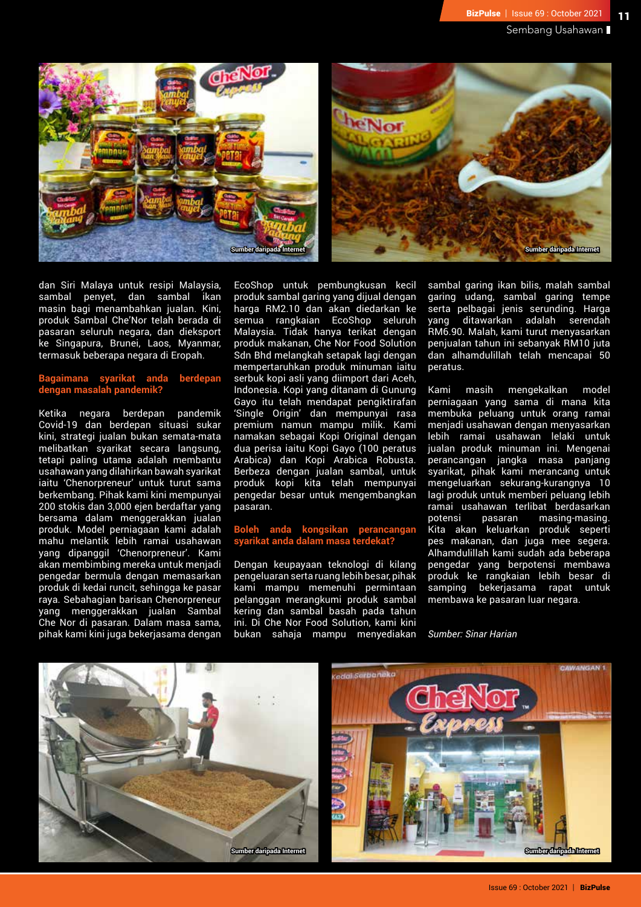dan Siri Malaya untuk resipi Malaysia, sambal penyet, dan sambal ikan masin bagi menambahkan jualan. Kini, produk Sambal Che'Nor telah berada di pasaran seluruh negara, dan dieksport ke Singapura, Brunei, Laos, Myanmar, termasuk beberapa negara di Eropah.

**Bagaimana syarikat anda berdepan dengan masalah pandemik?**

Ketika negara berdepan pandemik Covid-19 dan berdepan situasi sukar kini, strategi jualan bukan semata-mata melibatkan syarikat secara langsung, tetapi paling utama adalah membantu usahawan yang dilahirkan bawah syarikat iaitu 'Chenorpreneur' untuk turut sama berkembang. Pihak kami kini mempunyai 200 stokis dan 3,000 ejen berdaftar yang bersama dalam menggerakkan jualan produk. Model perniagaan kami adalah mahu melantik lebih ramai usahawan yang dipanggil 'Chenorpreneur'. Kami akan membimbing mereka untuk menjadi pengedar bermula dengan memasarkan produk di kedai runcit, sehingga ke pasar raya. Sebahagian barisan Chenorpreneur yang menggerakkan jualan Sambal Che Nor di pasaran. Dalam masa sama, pihak kami kini juga bekerjasama dengan EcoShop untuk pembungkusan kecil produk sambal garing yang dijual dengan harga RM2.10 dan akan diedarkan ke semua rangkaian EcoShop seluruh Malaysia. Tidak hanya terikat dengan produk makanan, Che Nor Food Solution Sdn Bhd melangkah setapak lagi dengan mempertaruhkan produk minuman iaitu serbuk kopi asli yang diimport dari Aceh, Indonesia. Kopi yang ditanam di Gunung Gayo itu telah mendapat pengiktirafan 'Single Origin' dan mempunyai rasa premium namun mampu milik. Kami namakan sebagai Kopi Original dengan dua perisa iaitu Kopi Gayo (100 peratus Arabica) dan Kopi Arabica Robusta. Berbeza dengan jualan sambal, untuk produk kopi kita telah mempunyai pengedar besar untuk mengembangkan pasaran.

**Boleh anda kongsikan perancangan syarikat anda dalam masa terdekat?**

Dengan keupayaan teknologi di kilang pengeluaran serta ruang lebih besar, pihak kami mampu memenuhi permintaan pelanggan merangkumi produk sambal kering dan sambal basah pada tahun ini. Di Che Nor Food Solution, kami kini bukan sahaja mampu menyediakan sambal garing ikan bilis, malah sambal garing udang, sambal garing tempe serta pelbagai jenis serunding. Harga yang ditawarkan adalah serendah RM6.90. Malah, kami turut menyasarkan penjualan tahun ini sebanyak RM10 juta dan alhamdulillah telah mencapai 50 peratus.

Kami masih mengekalkan model perniagaan yang sama di mana kita membuka peluang untuk orang ramai menjadi usahawan dengan menyasarkan lebih ramai usahawan lelaki untuk jualan produk minuman ini. Mengenai perancangan jangka masa panjang syarikat, pihak kami merancang untuk mengeluarkan sekurang-kurangnya 10 lagi produk untuk memberi peluang lebih ramai usahawan terlibat berdasarkan potensi pasaran masing-masing. Kita akan keluarkan produk seperti pes makanan, dan juga mee segera. Alhamdulillah kami sudah ada beberapa pengedar yang berpotensi membawa produk ke rangkaian lebih besar di samping bekerjasama rapat untuk membawa ke pasaran luar negara.

*Sumber: Sinar Harian*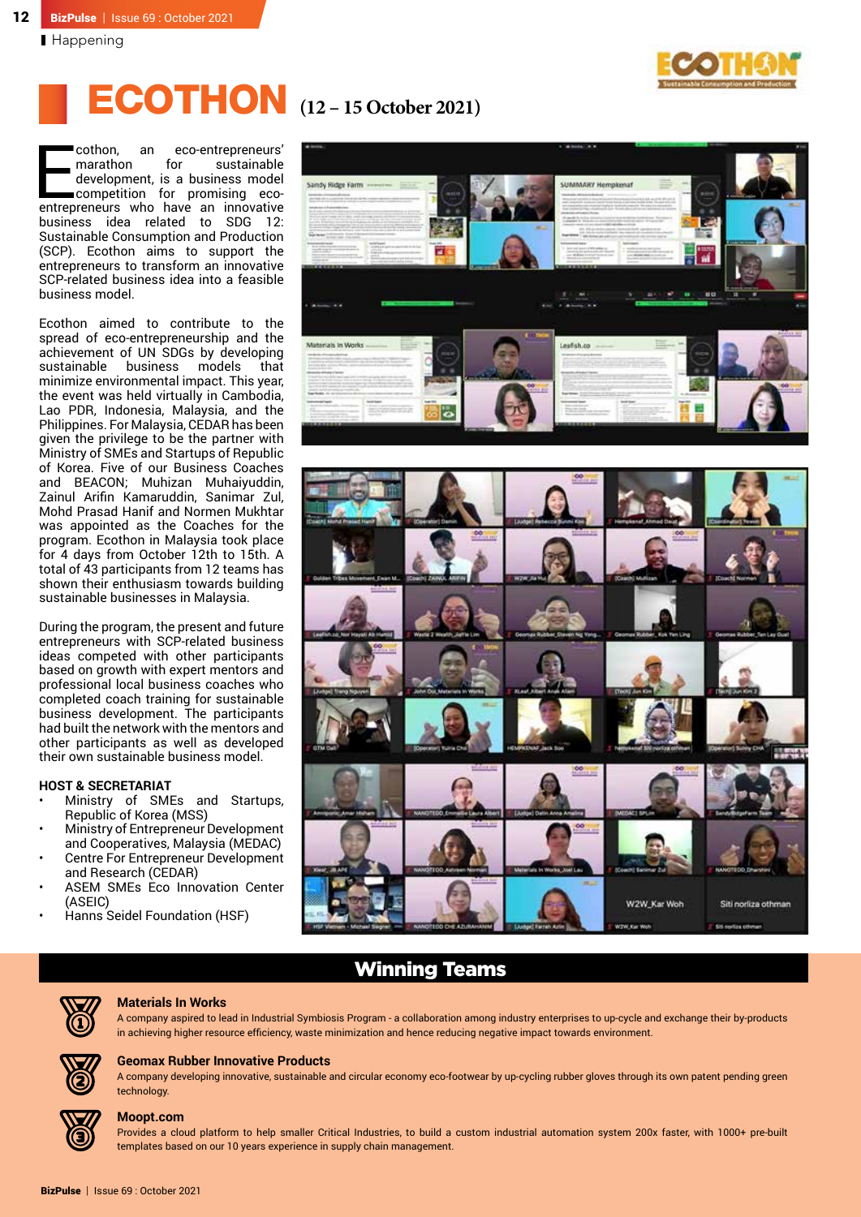Happening

# ECOTHON (12 – 15 October 2021)

Ecothon, an eco-entrepreneurs' marathon for sustainable development, is a business model competition for promising eco-entrepreneurs who have an innovative business idea related to SDG 12: Sustainable Consumption and Production (SCP). Ecothon aims to support the entrepreneurs to transform an innovative SCP-related business idea into a feasible business model.

Ecothon aimed to contribute to the spread of eco-entrepreneurship and the achievement of UN SDGs by developing sustainable business models that minimize environmental impact. This year, the event was held virtually in Cambodia, Lao PDR, Indonesia, Malaysia, and the Philippines. For Malaysia, CEDAR has been given the privilege to be the partner with Ministry of SMEs and Startups of Republic of Korea. Five of our Business Coaches and BEACON; Muhizan Muhaiyuddin, Zainul Arifin Kamaruddin, Sanimar Zul, Mohd Prasad Hanif and Normen Mukhtar was appointed as the Coaches for the program. Ecothon in Malaysia took place for 4 days from October 12th to 15th. A total of 43 participants from 12 teams has shown their enthusiasm towards building sustainable businesses in Malaysia.

During the program, the present and future entrepreneurs with SCP-related business ideas competed with other participants based on growth with expert mentors and professional local business coaches who completed coach training for sustainable business development. The participants had built the network with the mentors and other participants as well as developed their own sustainable business model.

**HOST & SECRETARIAT**

- Ministry of SMEs and Startups, Republic of Korea (MSS)
- Ministry of Entrepreneur Development and Cooperatives, Malaysia (MEDAC)
- Centre For Entrepreneur Development and Research (CEDAR)
- ASEM SMEs Eco Innovation Center (ASEIC)
- Hanns Seidel Foundation (HSF)

## Winning Teams

**1. Materials In Works**

A company aspired to lead in Industrial Symbiosis Program - a collaboration among industry enterprises to up-cycle and exchange their by-products in achieving higher resource efficiency, waste minimization and hence reducing negative impact towards environment.

**2. Geomax Rubber Innovative Products**

A company developing innovative, sustainable and circular economy eco-footwear by up-cycling rubber gloves through its own patent pending green technology.

**3. Moopt.com**

Provides a cloud platform to help smaller Critical Industries, to build a custom industrial automation system 200x faster, with 1000+ pre-built templates based on our 10 years experience in supply chain management.